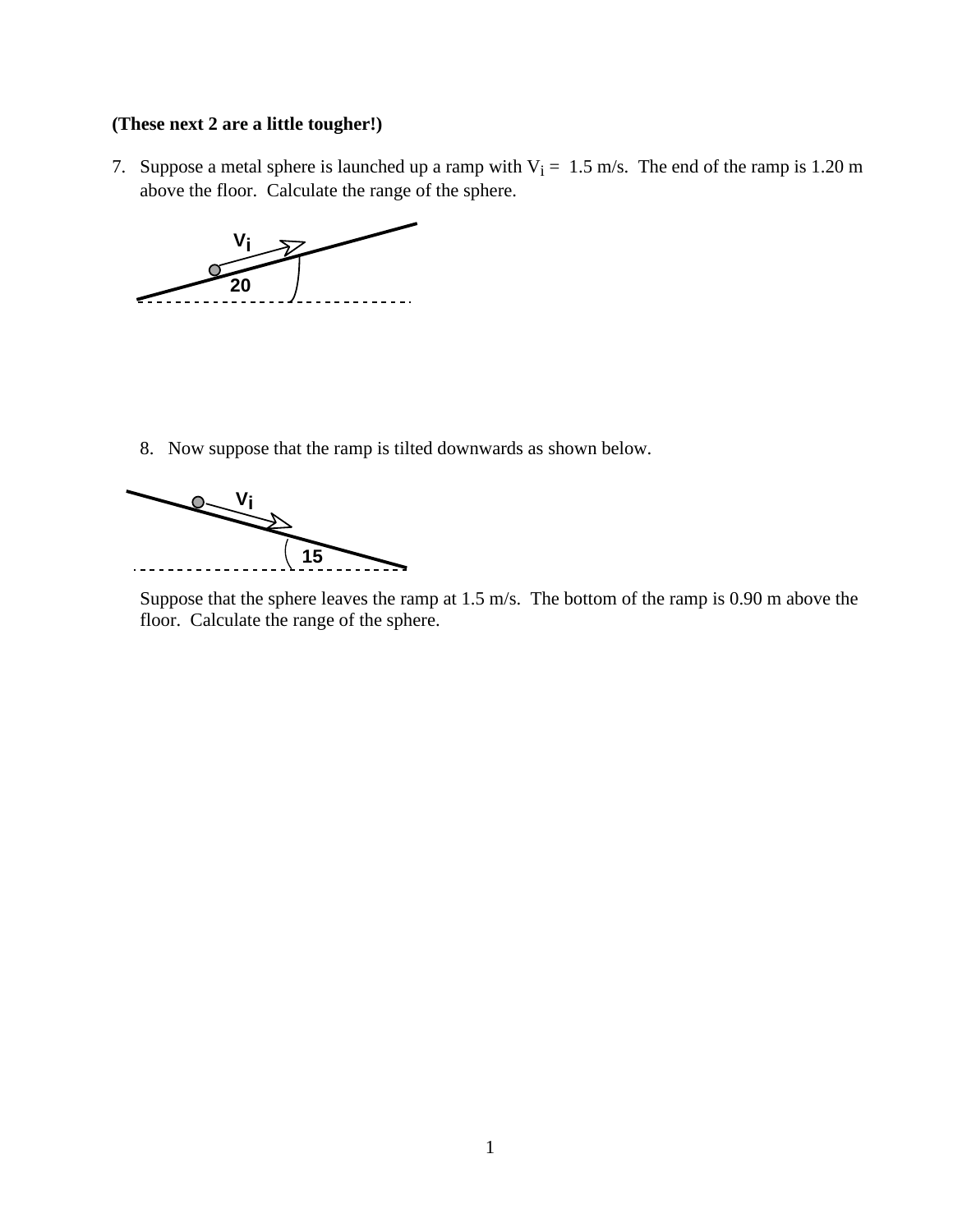**(These next 2 are a little tougher!)**

7. Suppose a metal sphere is launched up a ramp with $V_i$ = 1.5 m/s. The end of the ramp is 1.20 m above the floor. Calculate the range of the sphere.

   $V_i$

   20

8. Now suppose that the ramp is tilted downwards as shown below.

   $V_i$

   15

   Suppose that the sphere leaves the ramp at 1.5 m/s. The bottom of the ramp is 0.90 m above the floor. Calculate the range of the sphere.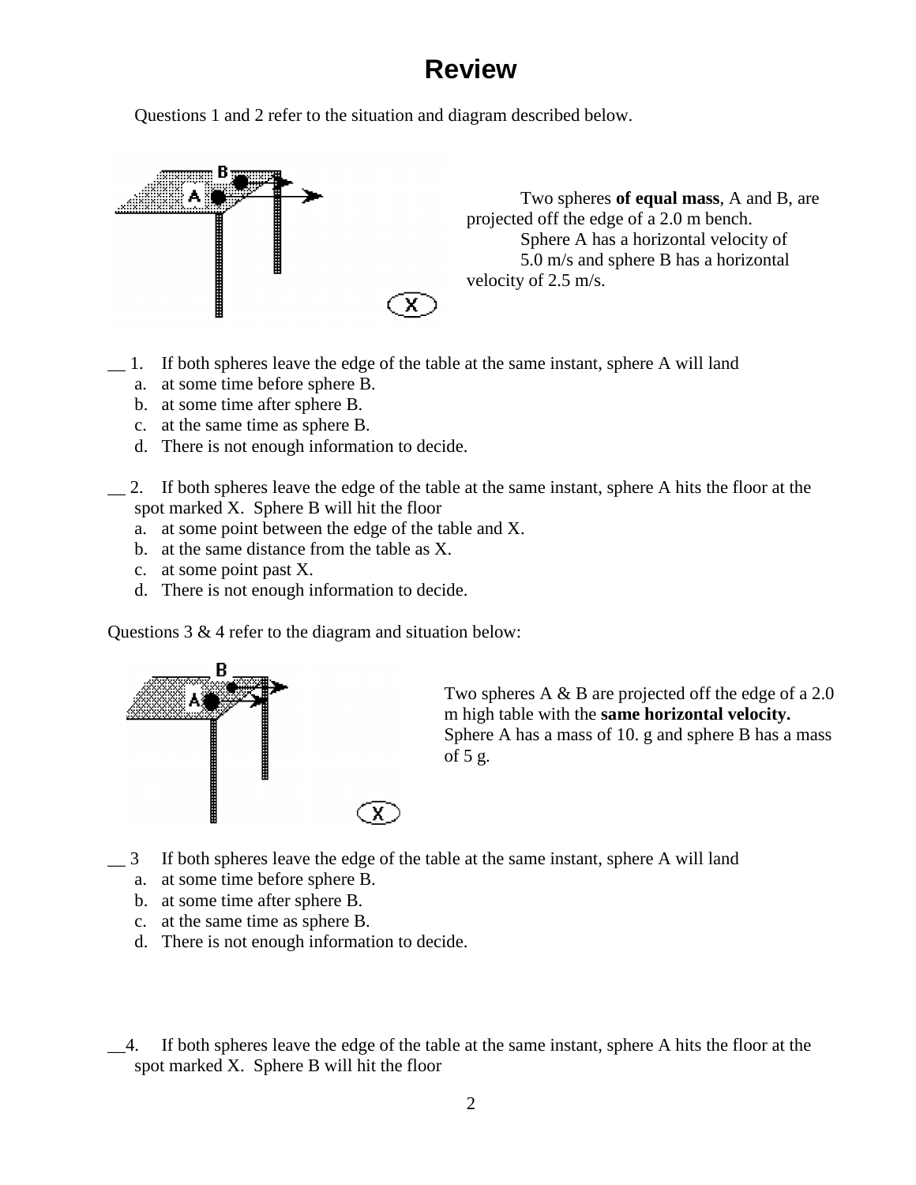# Review

Questions 1 and 2 refer to the situation and diagram described below.

Two spheres **of equal mass**, A and B, are projected off the edge of a 2.0 m bench. Sphere A has a horizontal velocity of 5.0 m/s and sphere B has a horizontal velocity of 2.5 m/s.

__ 1. If both spheres leave the edge of the table at the same instant, sphere A will land

a. at some time before sphere B.
b. at some time after sphere B.
c. at the same time as sphere B.
d. There is not enough information to decide.

__ 2. If both spheres leave the edge of the table at the same instant, sphere A hits the floor at the spot marked X. Sphere B will hit the floor

a. at some point between the edge of the table and X.
b. at the same distance from the table as X.
c. at some point past X.
d. There is not enough information to decide.

Questions 3 & 4 refer to the diagram and situation below:

Two spheres A & B are projected off the edge of a 2.0 m high table with the **same horizontal velocity.** Sphere A has a mass of 10. g and sphere B has a mass of 5 g.

__ 3 If both spheres leave the edge of the table at the same instant, sphere A will land

a. at some time before sphere B.
b. at some time after sphere B.
c. at the same time as sphere B.
d. There is not enough information to decide.

__4. If both spheres leave the edge of the table at the same instant, sphere A hits the floor at the spot marked X. Sphere B will hit the floor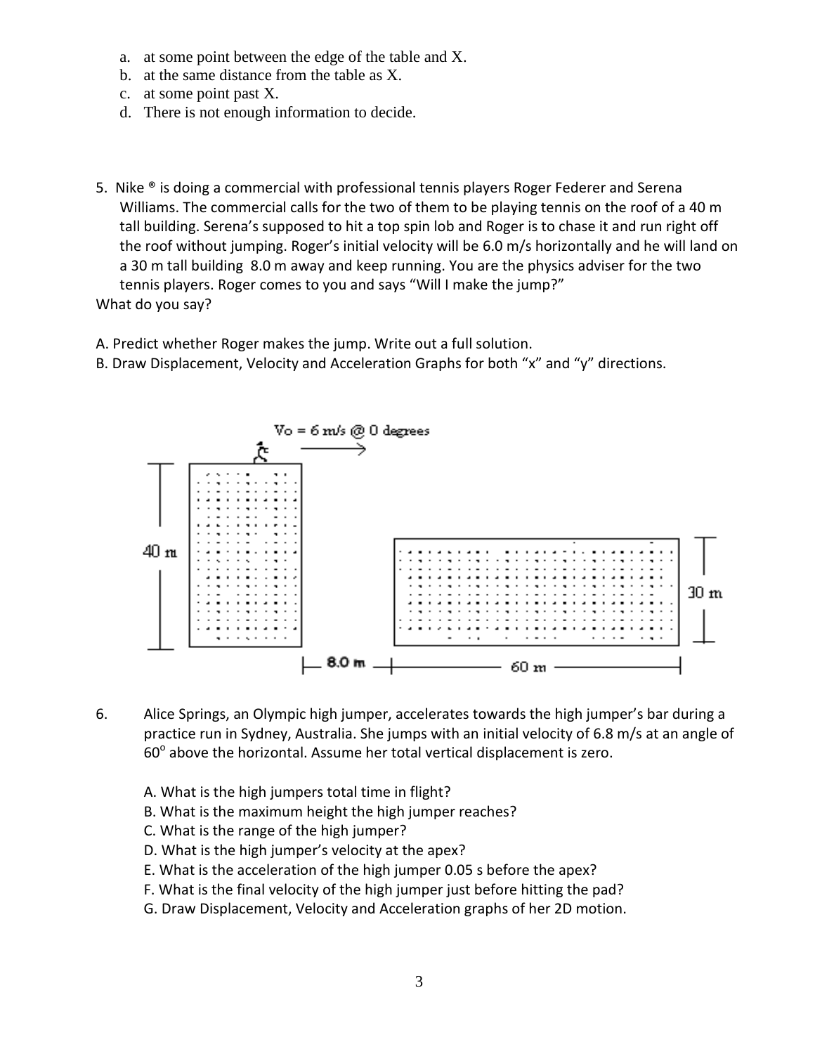a. at some point between the edge of the table and X.
b. at the same distance from the table as X.
c. at some point past X.
d. There is not enough information to decide.

5. Nike ® is doing a commercial with professional tennis players Roger Federer and Serena Williams. The commercial calls for the two of them to be playing tennis on the roof of a 40 m tall building. Serena's supposed to hit a top spin lob and Roger is to chase it and run right off the roof without jumping. Roger's initial velocity will be 6.0 m/s horizontally and he will land on a 30 m tall building 8.0 m away and keep running. You are the physics adviser for the two tennis players. Roger comes to you and says "Will I make the jump?"

What do you say?

A. Predict whether Roger makes the jump. Write out a full solution.
B. Draw Displacement, Velocity and Acceleration Graphs for both "x" and "y" directions.

Vo = 6 m/s @ 0 degrees

40 m

30 m

8.0 m

60 m

6. Alice Springs, an Olympic high jumper, accelerates towards the high jumper's bar during a practice run in Sydney, Australia. She jumps with an initial velocity of 6.8 m/s at an angle of $60^{o}$ above the horizontal. Assume her total vertical displacement is zero.

A. What is the high jumpers total time in flight?
B. What is the maximum height the high jumper reaches?
C. What is the range of the high jumper?
D. What is the high jumper's velocity at the apex?
E. What is the acceleration of the high jumper 0.05 s before the apex?
F. What is the final velocity of the high jumper just before hitting the pad?
G. Draw Displacement, Velocity and Acceleration graphs of her 2D motion.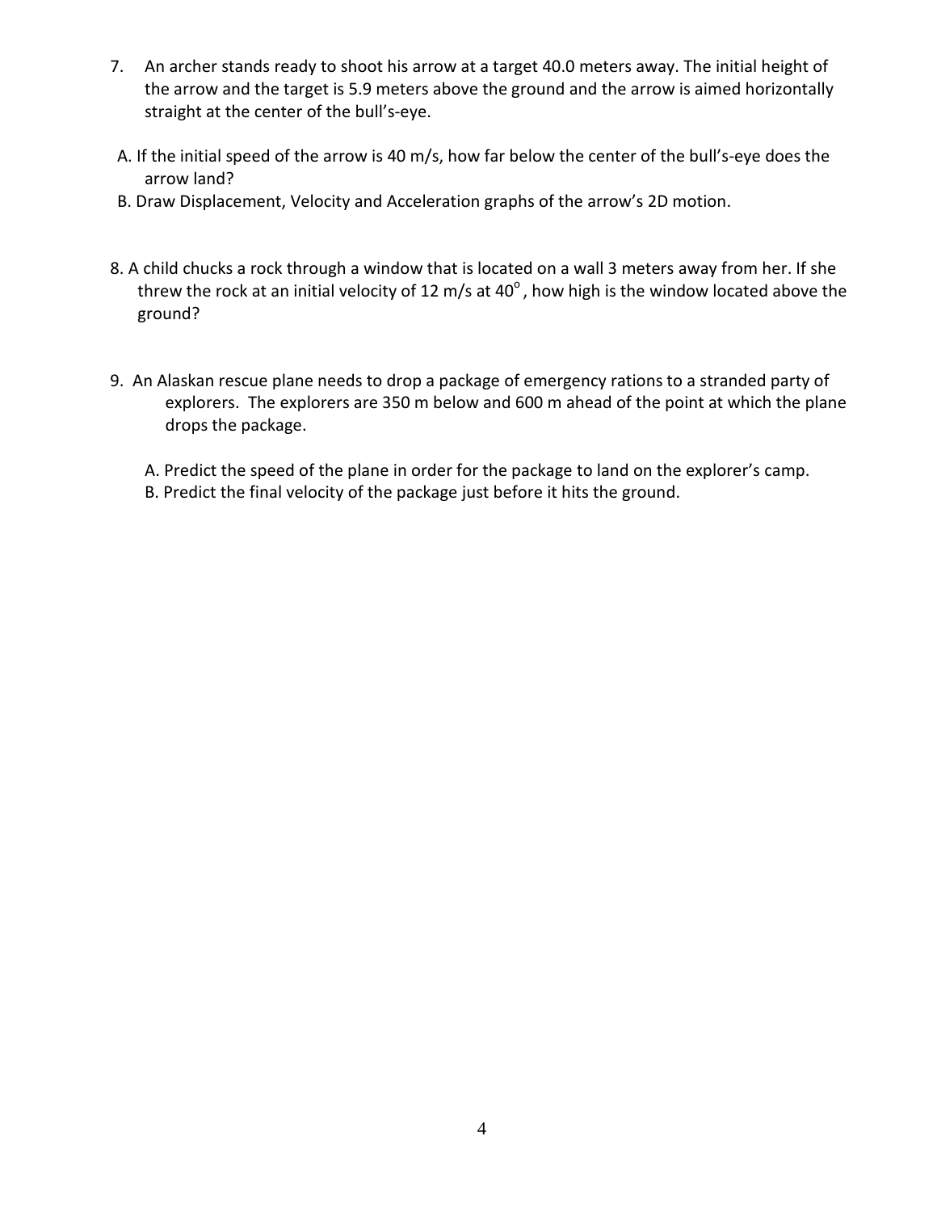7. An archer stands ready to shoot his arrow at a target 40.0 meters away. The initial height of the arrow and the target is 5.9 meters above the ground and the arrow is aimed horizontally straight at the center of the bull's-eye.

   A. If the initial speed of the arrow is 40 m/s, how far below the center of the bull's-eye does the arrow land?

   B. Draw Displacement, Velocity and Acceleration graphs of the arrow's 2D motion.

8. A child chucks a rock through a window that is located on a wall 3 meters away from her. If she threw the rock at an initial velocity of 12 m/s at $40^{o}$, how high is the window located above the ground?

9. An Alaskan rescue plane needs to drop a package of emergency rations to a stranded party of explorers. The explorers are 350 m below and 600 m ahead of the point at which the plane drops the package.

   A. Predict the speed of the plane in order for the package to land on the explorer's camp.

   B. Predict the final velocity of the package just before it hits the ground.